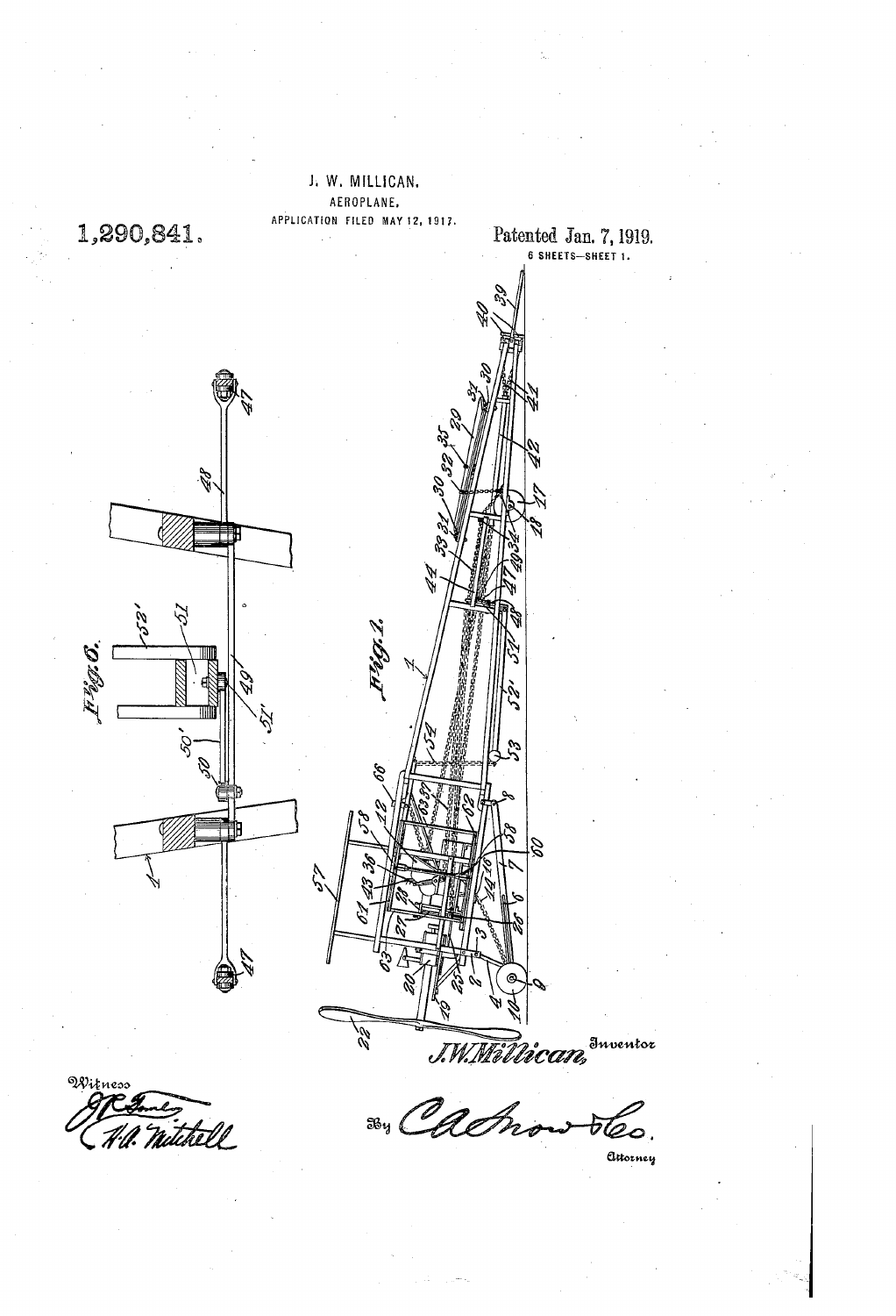J. W. MILLICAN.

AEROPLANE.

APPLICATION FILED MAY 12, 1917.

1,290,841.

Patented Jan. 7, 1919.

6 SHEETS—SHEET 1.

Fig. 6.

Fig. 1.

J. W. Millican, Inventor

Witness

By C. A. Snow & Co.

Attorney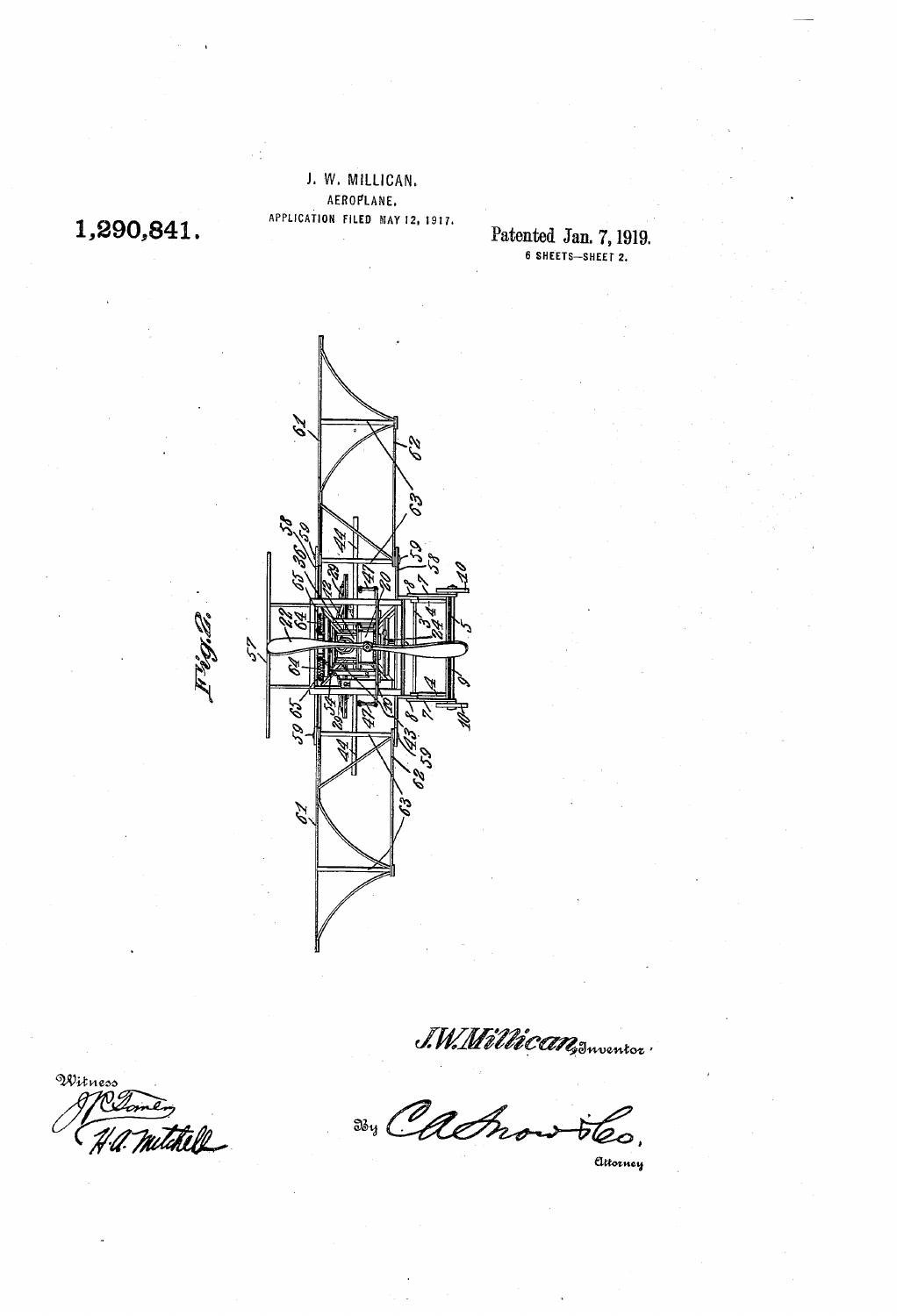J. W. MILLICAN.

AEROPLANE.

APPLICATION FILED MAY 12, 1917.

**1,290,841.**

Patented Jan. 7, 1919.

6 SHEETS—SHEET 2.

Fig. 2.

J. W. Millican, Inventor.

Witness
J. C. Tomer
H. A. Mitchell

By C. A. Snow & Co.
Attorney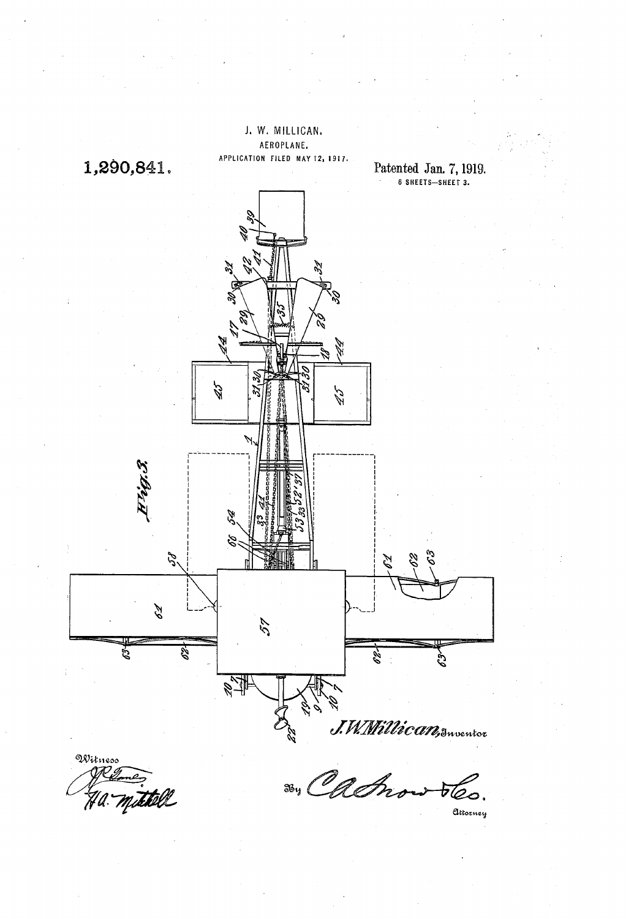J. W. MILLICAN.

AEROPLANE.

APPLICATION FILED MAY 12, 1917.

**1,290,841.**

Patented Jan. 7, 1919.

6 SHEETS—SHEET 3.

Fig. 3.

J. W. Millican, Inventor

Witness

J. R. Towle

H. A. Mitchell

By C. A. Snow & Co.

Attorney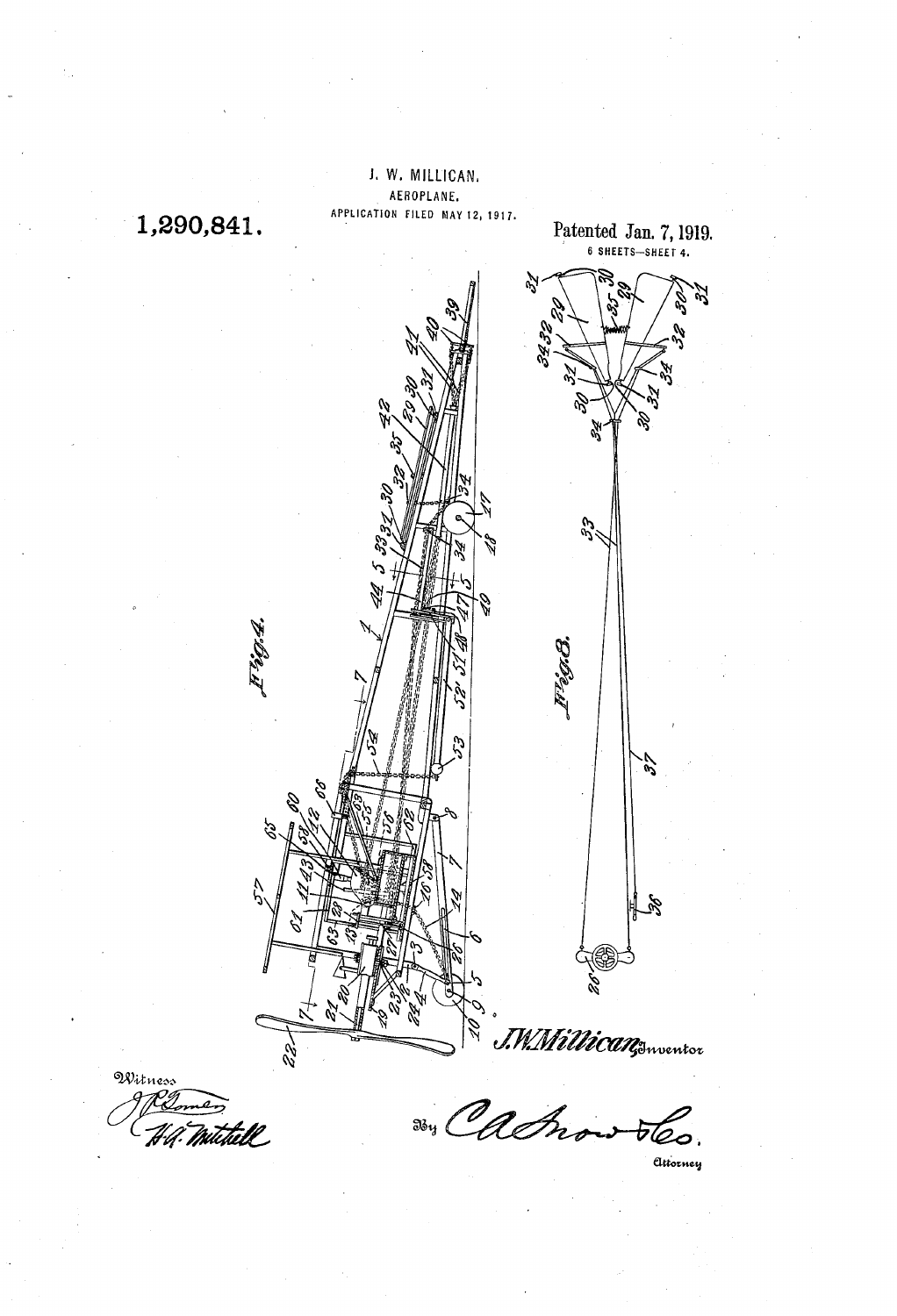1,290,841.

J. W. MILLICAN.
AEROPLANE.
APPLICATION FILED MAY 12, 1917.

Patented Jan. 7, 1919.
6 SHEETS—SHEET 4.

Fig. 4.

Fig. 8.

J.W.Millican, Inventor

Witness

By C.A.Snow & Co.
Attorney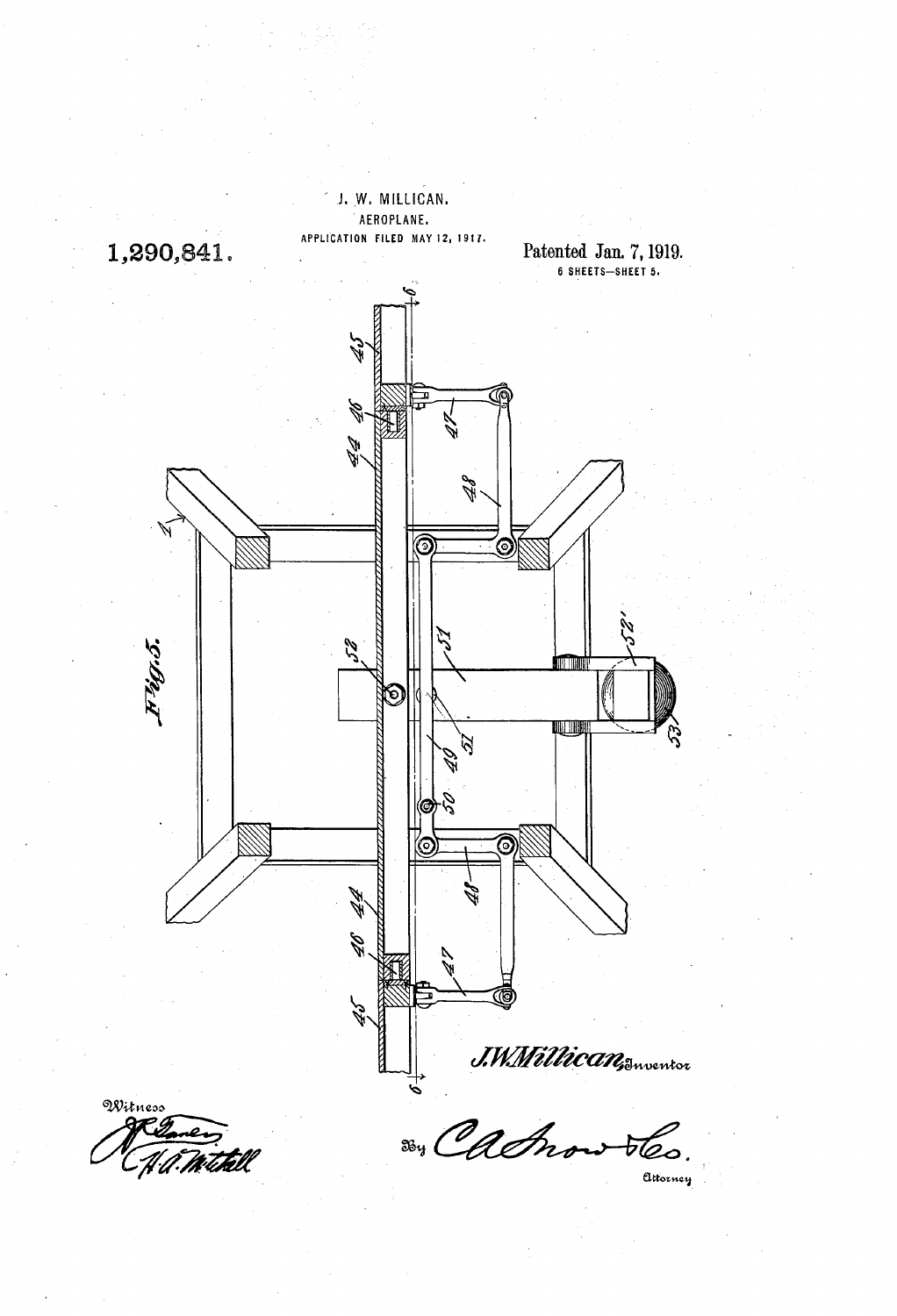J. W. MILLICAN.

AEROPLANE.

APPLICATION FILED MAY 12, 1917.

**1,290,841.** Patented Jan. 7, 1919.

6 SHEETS—SHEET 5.

*Fig. 5.*

J. W. Millican, Inventor

Witness

By C. A. Snow & Co. Attorney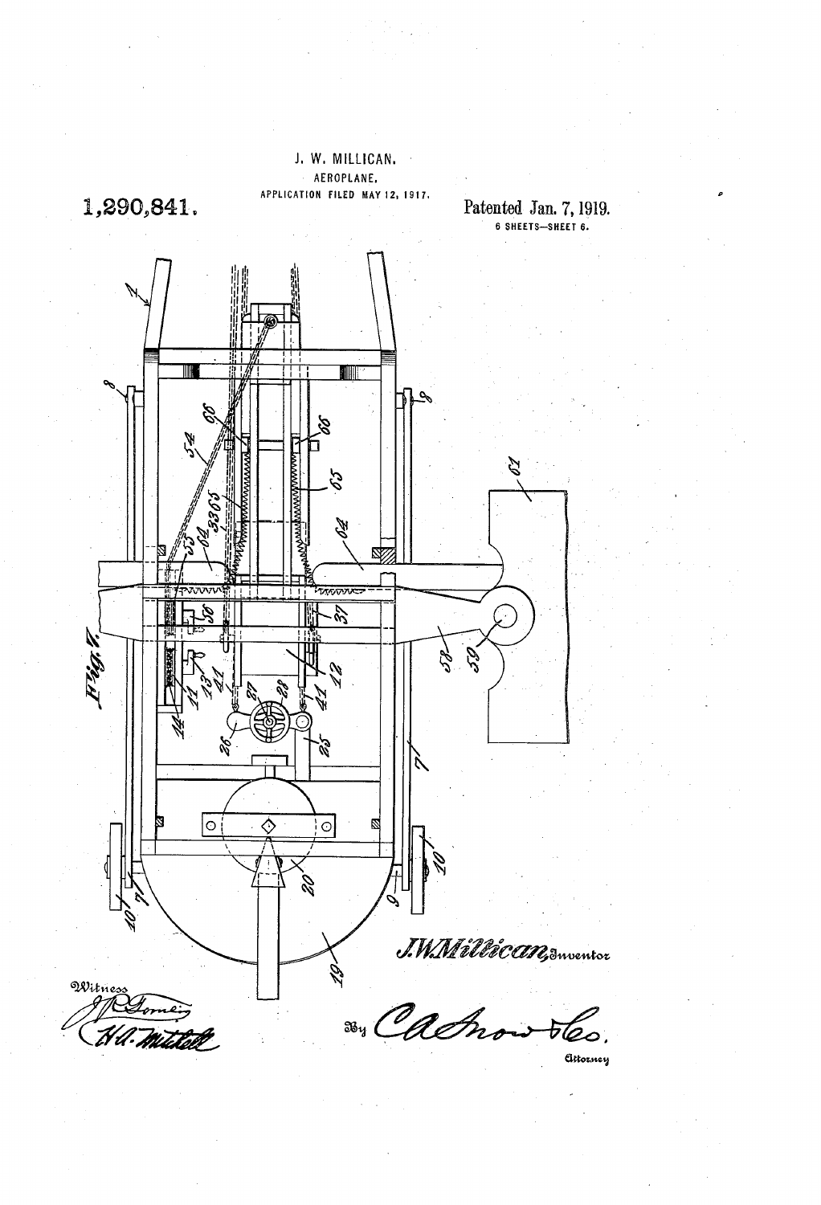J. W. MILLICAN.

AEROPLANE.

APPLICATION FILED MAY 12, 1917.

1,290,841.

Patented Jan. 7, 1919.

6 SHEETS—SHEET 6.

Fig. 7.

J. W. Millican, Inventor

Witness

By C. A. Snow & Co.

Attorney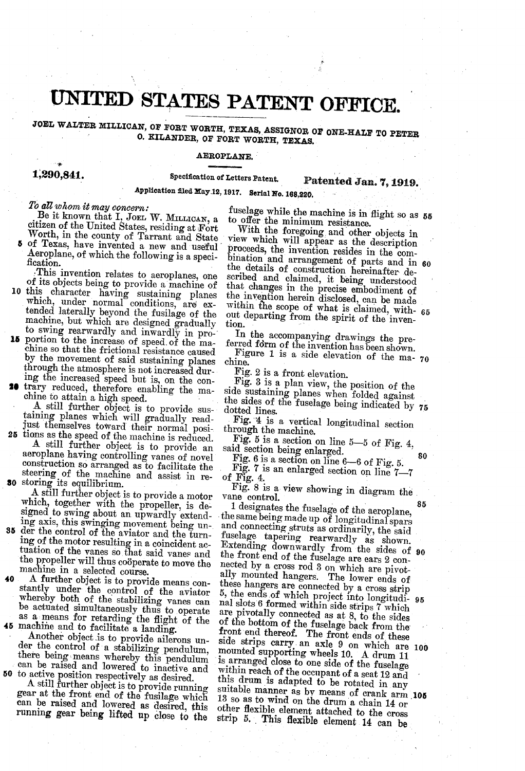# UNITED STATES PATENT OFFICE.

JOEL WALTER MILLICAN, OF FORT WORTH, TEXAS, ASSIGNOR OF ONE-HALF TO PETER O. KILANDER, OF FORT WORTH, TEXAS.

AEROPLANE.

**1,290,841.** Specification of Letters Patent. **Patented Jan. 7, 1919.**

Application filed May 12, 1917. Serial No. 168,220.

*To all whom it may concern:*

Be it known that I, JOEL W. MILLICAN, a citizen of the United States, residing at Fort Worth, in the county of Tarrant and State of Texas, have invented a new and useful Aeroplane, of which the following is a specification.

This invention relates to aeroplanes, one of its objects being to provide a machine of this character having sustaining planes which, under normal conditions, are extended laterally beyond the fusilage of the machine, but which are designed gradually to swing rearwardly and inwardly in proportion to the increase of speed of the machine so that the frictional resistance caused by the movement of said sustaining planes through the atmosphere is not increased during the increased speed but is, on the contrary reduced, therefore enabling the machine to attain a high speed.

A still further object is to provide sustaining planes which will gradually readjust themselves toward their normal positions as the speed of the machine is reduced.

A still further object is to provide an aeroplane having controlling vanes of novel construction so arranged as to facilitate the steering of the machine and assist in restoring its equilibrium.

A still further object is to provide a motor which, together with the propeller, is designed to swing about an upwardly extending axis, this swinging movement being under the control of the aviator and the turning of the motor resulting in a coincident actuation of the vanes so that said vanes and the propeller will thus coöperate to move the machine in a selected course.

A further object is to provide means constantly under the control of the aviator whereby both of the stabilizing vanes can be actuated simultaneously thus to operate as a means for retarding the flight of the machine and to facilitate a landing.

Another object is to provide ailerons under the control of a stabilizing pendulum, there being means whereby this pendulum can be raised and lowered to inactive and to active position respectively as desired.

A still further object is to provide running gear at the front end of the fusilage which can be raised and lowered as desired, this running gear being lifted up close to the fuselage while the machine is in flight so as to offer the minimum resistance.

With the foregoing and other objects in view which will appear as the description proceeds, the invention resides in the combination and arrangement of parts and in the details of construction hereinafter described and claimed, it being understood that changes in the precise embodiment of the invention herein disclosed, can be made within the scope of what is claimed, without departing from the spirit of the invention.

In the accompanying drawings the preferred form of the invention has been shown.

Figure 1 is a side elevation of the machine.

Fig. 2 is a front elevation.

Fig. 3 is a plan view, the position of the side sustaining planes when folded against the sides of the fuselage being indicated by dotted lines.

Fig. 4 is a vertical longitudinal section through the machine.

Fig. 5 is a section on line 5—5 of Fig. 4, said section being enlarged.

Fig. 6 is a section on line 6—6 of Fig. 5.

Fig. 7 is an enlarged section on line 7—7 of Fig. 4.

Fig. 8 is a view showing in diagram the vane control.

1 designates the fuselage of the aeroplane, the same being made up of longitudinal spars and connecting struts as ordinarily, the said fuselage tapering rearwardly as shown. Extending downwardly from the sides of the front end of the fuselage are ears 2 connected by a cross rod 3 on which are pivotally mounted hangers. The lower ends of these hangers are connected by a cross strip 5, the ends of which project into longitudinal slots 6 formed within side strips 7 which are pivotally connected as at 8, to the sides of the bottom of the fuselage back from the front end thereof. The front ends of these side strips carry an axle 9 on which are mounted supporting wheels 10. A drum 11 is arranged close to one side of the fuselage within reach of the occupant of a seat 12 and this drum is adapted to be rotated in any suitable manner as by means of crank arm 13 so as to wind on the drum a chain 14 or other flexible element attached to the cross strip 5. This flexible element 14 can be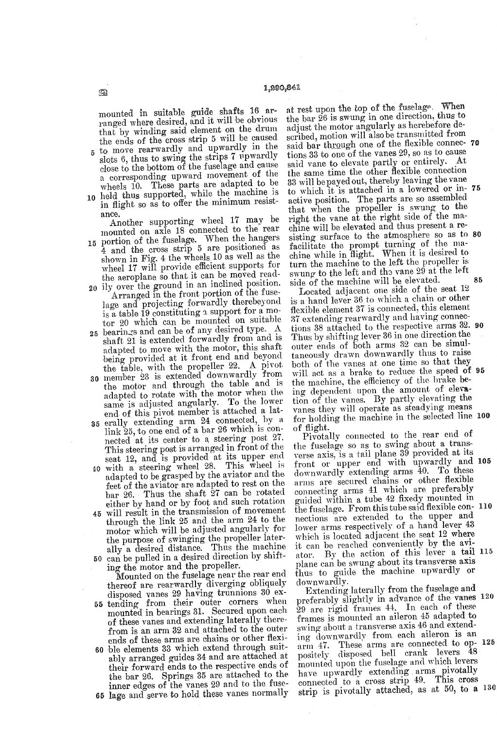mounted in suitable guide shafts 16 arranged where desired, and it will be obvious that by winding said element on the drum the ends of the cross strip 5 will be caused to move rearwardly and upwardly in the slots 6, thus to swing the strips 7 upwardly close to the bottom of the fuselage and cause a corresponding upward movement of the wheels 10. These parts are adapted to be held thus supported, while the machine is in flight so as to offer the minimum resistance.

Another supporting wheel 17 may be mounted on axle 18 connected to the rear portion of the fuselage. When the hangers 4 and the cross strip 5 are positioned as shown in Fig. 4 the wheels 10 as well as the wheel 17 will provide efficient supports for the aeroplane so that it can be moved readily over the ground in an inclined position.

Arranged in the front portion of the fuselage and projecting forwardly therebeyond is a table 19 constituting a support for a motor 20 which can be mounted on suitable bearings and can be of any desired type. A shaft 21 is extended forwardly from and is adapted to move with the motor, this shaft being provided at it front end and beyond the table, with the propeller 22. A pivot member 23 is extended downwardly from the motor and through the table and is adapted to rotate with the motor when the same is adjusted angularly. To the lower end of this pivot member is attached a laterally extending arm 24 connected, by a link 25, to one end of a bar 26 which is connected at its center to a steering post 27. This steering post is arranged in front of the seat 12, and is provided at its upper end with a steering wheel 28. This wheel is adapted to be grasped by the aviator and the feet of the aviator are adapted to rest on the bar 26. Thus the shaft 27 can be rotated either by hand or by foot and such rotation will result in the transmission of movement through the link 25 and the arm 24 to the motor which will be adjusted angularly for the purpose of swinging the propeller laterally a desired distance. Thus the machine can be pulled in a desired direction by shifting the motor and the propeller.

Mounted on the fuselage near the rear end thereof are rearwardly diverging obliquely disposed vanes 29 having trunnions 30 extending from their outer corners when mounted in bearings 31. Secured upon each of these vanes and extending laterally therefrom is an arm 32 and attached to the outer ends of these arms are chains or other flexible elements 33 which extend through suitably arranged guides 34 and are attached at their forward ends to the respective ends of the bar 26. Springs 35 are attached to the inner edges of the vanes 29 and to the fuselage and serve to hold these vanes normally at rest upon the top of the fuselage. When the bar 26 is swung in one direction, thus to adjust the motor angularly as herebefore described, motion will also be transmitted from said bar through one of the flexible connections 33 to one of the vanes 29, so as to cause said vane to elevate partly or entirely. At the same time the other flexible connection 33 will be payed out, thereby leaving the vane to which it is attached in a lowered or inactive position. The parts are so assembled that when the propeller is swung to the right the vane at the right side of the machine will be elevated and thus present a resisting surface to the atmosphere so as to facilitate the prompt turning of the machine while in flight. When it is desired to turn the machine to the left the propeller is swung to the left and the vane 29 at the left side of the machine will be elevated.

Located adjacent one side of the seat 12 is a hand lever 36 to which a chain or other flexible element 37 is connected, this element 37 extending rearwardly and having connections 38 attached to the respective arms 32. Thus by shifting lever 36 in one direction the outer ends of both arms 32 can be simultaneously drawn downwardly thus to raise both of the vanes at one time so that they will act as a brake to reduce the speed of the machine, the efficiency of the brake being dependent upon the amount of elevation of the vanes. By partly elevating the vanes they will operate as steadying means for holding the machine in the selected line of flight.

Pivotally connected to the rear end of the fuselage so as to swing about a transverse axis, is a tail plane 39 provided at its front or upper end with upwardly and downwardly extending arms 40. To these arms are secured chains or other flexible connecting arms 41 which are preferably guided within a tube 42 fixedy mounted in the fuselage. From this tube said flexible connections are extended to the upper and lower arms respectively of a hand lever 43 which is located adjacent the seat 12 where it can be reached conveniently by the aviator. By the action of this lever a tail plane can be swung about its transverse axis thus to guide the machine upwardly or downwardly.

Extending laterally from the fuselage and preferably slightly in advance of the vanes 29 are rigid frames 44. In each of these frames is mounted an aileron 45 adapted to swing about a transverse axis 46 and extending downwardly from each aileron is an arm 47. These arms are connected to oppositely disposed bell crank levers 48 mounted upon the fuselage and which levers have upwardly extending arms pivotally connected to a cross strip 49. This cross strip is pivotally attached, as at 50, to a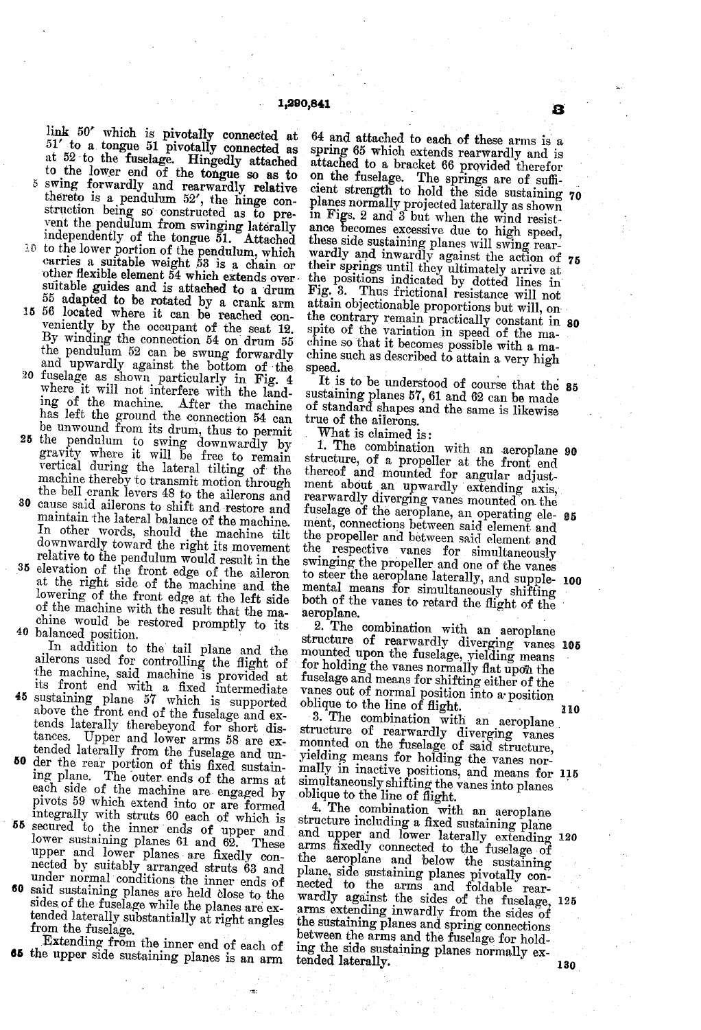link 50' which is pivotally connected at 51' to a tongue 51 pivotally connected as at 52 to the fuselage. Hingedly attached to the lower end of the tongue so as to swing forwardly and rearwardly relative thereto is a pendulum 52', the hinge construction being so constructed as to prevent the pendulum from swinging laterally independently of the tongue 51. Attached to the lower portion of the pendulum, which carries a suitable weight 53 is a chain or other flexible element 54 which extends over suitable guides and is attached to a drum 55 adapted to be rotated by a crank arm 56 located where it can be reached conveniently by the occupant of the seat 12. By winding the connection 54 on drum 55 the pendulum 52 can be swung forwardly and upwardly against the bottom of the fuselage as shown particularly in Fig. 4 where it will not interfere with the landing of the machine. After the machine has left the ground the connection 54 can be unwound from its drum, thus to permit the pendulum to swing downwardly by gravity where it will be free to remain vertical during the lateral tilting of the machine thereby to transmit motion through the bell crank levers 48 to the ailerons and cause said ailerons to shift and restore and maintain the lateral balance of the machine. In other words, should the machine tilt downwardly toward the right its movement relative to the pendulum would result in the elevation of the front edge of the aileron at the right side of the machine and the lowering of the front edge at the left side of the machine with the result that the machine would be restored promptly to its balanced position.

In addition to the tail plane and the ailerons used for controlling the flight of the machine, said machine is provided at its front end with a fixed intermediate sustaining plane 57 which is supported above the front end of the fuselage and extends laterally therebeyond for short distances. Upper and lower arms 58 are extended laterally from the fuselage and under the rear portion of this fixed sustaining plane. The outer ends of the arms at each side of the machine are engaged by pivots 59 which extend into or are formed integrally with struts 60 each of which is secured to the inner ends of upper and lower sustaining planes 61 and 62. These upper and lower planes are fixedly connected by suitably arranged struts 63 and under normal conditions the inner ends of said sustaining planes are held close to the sides of the fuselage while the planes are extended laterally substantially at right angles from the fuselage.

Extending from the inner end of each of the upper side sustaining planes is an arm 64 and attached to each of these arms is a spring 65 which extends rearwardly and is attached to a bracket 66 provided therefor on the fuselage. The springs are of sufficient strength to hold the side sustaining planes normally projected laterally as shown in Figs. 2 and 3 but when the wind resistance becomes excessive due to high speed, these side sustaining planes will swing rearwardly and inwardly against the action of their springs until they ultimately arrive at the positions indicated by dotted lines in Fig. 3. Thus frictional resistance will not attain objectionable proportions but will, on the contrary remain practically constant in spite of the variation in speed of the machine so that it becomes possible with a machine such as described to attain a very high speed.

It is to be understood of course that the sustaining planes 57, 61 and 62 can be made of standard shapes and the same is likewise true of the ailerons.

What is claimed is:

1. The combination with an aeroplane structure, of a propeller at the front end thereof and mounted for angular adjustment about an upwardly extending axis, rearwardly diverging vanes mounted on the fuselage of the aeroplane, an operating element, connections between said element and the propeller and between said element and the respective vanes for simultaneously swinging the propeller and one of the vanes to steer the aeroplane laterally, and supplemental means for simultaneously shifting both of the vanes to retard the flight of the aeroplane.

2. The combination with an aeroplane structure of rearwardly diverging vanes mounted upon the fuselage, yielding means for holding the vanes normally flat upon the fuselage and means for shifting either of the vanes out of normal position into a position oblique to the line of flight.

3. The combination with an aeroplane structure of rearwardly diverging vanes mounted on the fuselage of said structure, yielding means for holding the vanes normally in inactive positions, and means for simultaneously shifting the vanes into planes oblique to the line of flight.

4. The combination with an aeroplane structure including a fixed sustaining plane and upper and lower laterally extending arms fixedly connected to the fuselage of the aeroplane and below the sustaining plane, side sustaining planes pivotally connected to the arms and foldable rearwardly against the sides of the fuselage, arms extending inwardly from the sides of the sustaining planes and spring connections between the arms and the fuselage for holding the side sustaining planes normally extended laterally.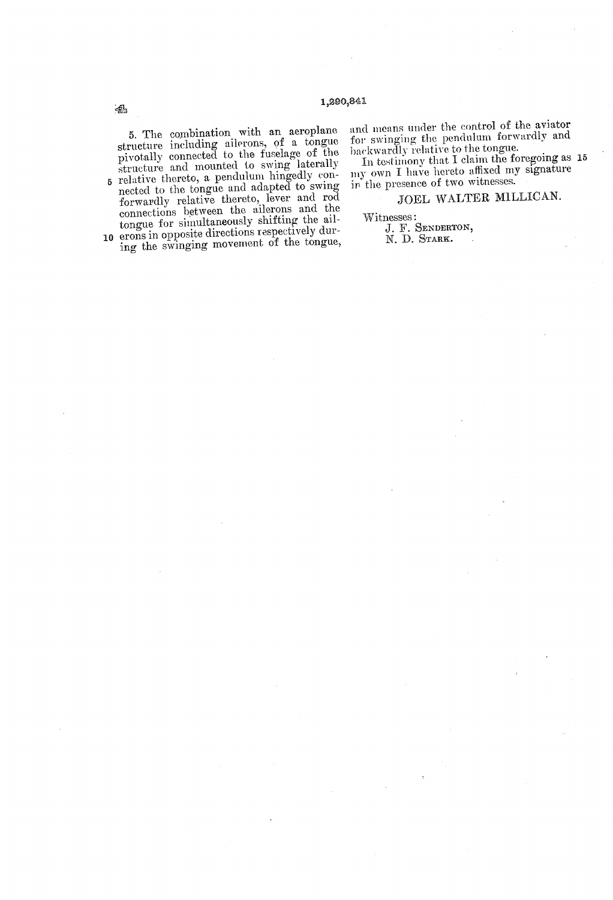5. The combination with an aeroplane structure including ailerons, of a tongue pivotally connected to the fuselage of the structure and mounted to swing laterally relative thereto, a pendulum hingedly connected to the tongue and adapted to swing forwardly relative thereto, lever and rod connections between the ailerons and the tongue for simultaneously shifting the ailerons in opposite directions respectively during the swinging movement of the tongue, and means under the control of the aviator for swinging the pendulum forwardly and backwardly relative to the tongue.

In testimony that I claim the foregoing as my own I have hereto affixed my signature in the presence of two witnesses.

JOEL WALTER MILLICAN.

Witnesses:
J. F. SENDERTON,
N. D. STARK.